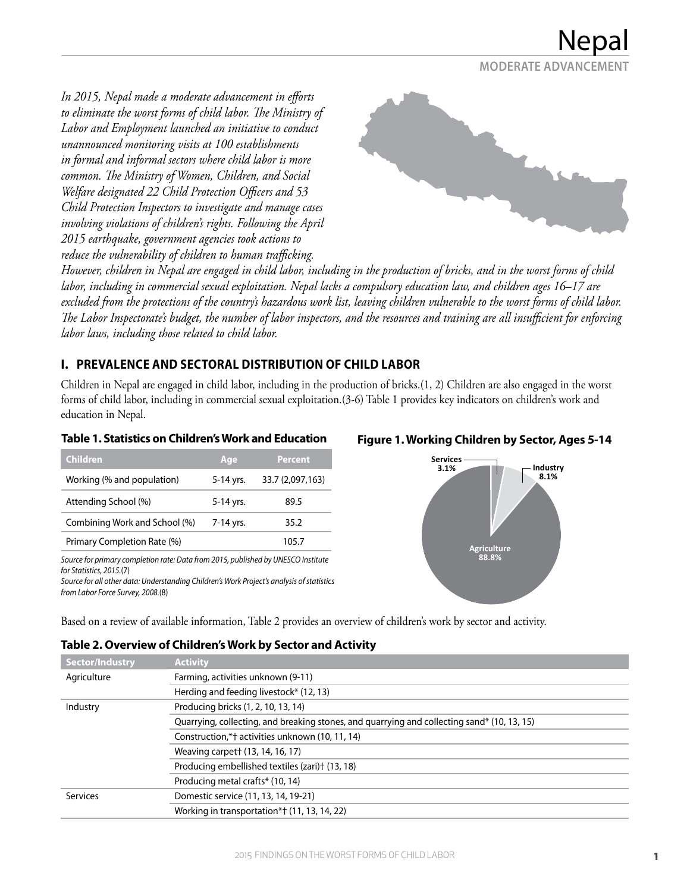# Nepal

**MODERATE ADVANCEMENT**

*In 2015, Nepal made a moderate advancement in efforts to eliminate the worst forms of child labor. The Ministry of Labor and Employment launched an initiative to conduct unannounced monitoring visits at 100 establishments in formal and informal sectors where child labor is more common. The Ministry of Women, Children, and Social Welfare designated 22 Child Protection Officers and 53 Child Protection Inspectors to investigate and manage cases involving violations of children's rights. Following the April 2015 earthquake, government agencies took actions to reduce the vulnerability of children to human trafficking. However, children in Nepal are engaged in child labor, including in the production of bricks, and in the worst forms of child labor, including in commercial sexual exploitation. Nepal lacks a compulsory education law, and children ages 16–17 are excluded from the protections of the country's hazardous work list, leaving children vulnerable to the worst forms of child labor. The Labor Inspectorate's budget, the number of labor inspectors, and the resources and training are all insufficient for enforcing labor laws, including those related to child labor.*

## I. PREVALENCE AND SECTORAL DISTRIBUTION OF CHILD LABOR

Children in Nepal are engaged in child labor, including in the production of bricks.(1, 2) Children are also engaged in the worst forms of child labor, including in commercial sexual exploitation.(3-6) Table 1 provides key indicators on children's work and education in Nepal.

**Table 1. Statistics on Children's Work and Education**

| Children | Age | Percent |
|---|---|---|
| Working (% and population) | 5-14 yrs. | 33.7 (2,097,163) |
| Attending School (%) | 5-14 yrs. | 89.5 |
| Combining Work and School (%) | 7-14 yrs. | 35.2 |
| Primary Completion Rate (%) | | 105.7 |

*Source for primary completion rate: Data from 2015, published by UNESCO Institute for Statistics, 2015.(7)*
*Source for all other data: Understanding Children's Work Project's analysis of statistics from Labor Force Survey, 2008.(8)*

**Figure 1. Working Children by Sector, Ages 5-14**

| Sector | Percent |
|---|---|
| Agriculture | 88.8% |
| Industry | 8.1% |
| Services | 3.1% |

Based on a review of available information, Table 2 provides an overview of children's work by sector and activity.

**Table 2. Overview of Children's Work by Sector and Activity**

| Sector/Industry | Activity |
|---|---|
| Agriculture | Farming, activities unknown (9-11) |
| | Herding and feeding livestock* (12, 13) |
| Industry | Producing bricks (1, 2, 10, 13, 14) |
| | Quarrying, collecting, and breaking stones, and quarrying and collecting sand* (10, 13, 15) |
| | Construction,*† activities unknown (10, 11, 14) |
| | Weaving carpet† (13, 14, 16, 17) |
| | Producing embellished textiles (zari)† (13, 18) |
| | Producing metal crafts* (10, 14) |
| Services | Domestic service (11, 13, 14, 19-21) |
| | Working in transportation*† (11, 13, 14, 22) |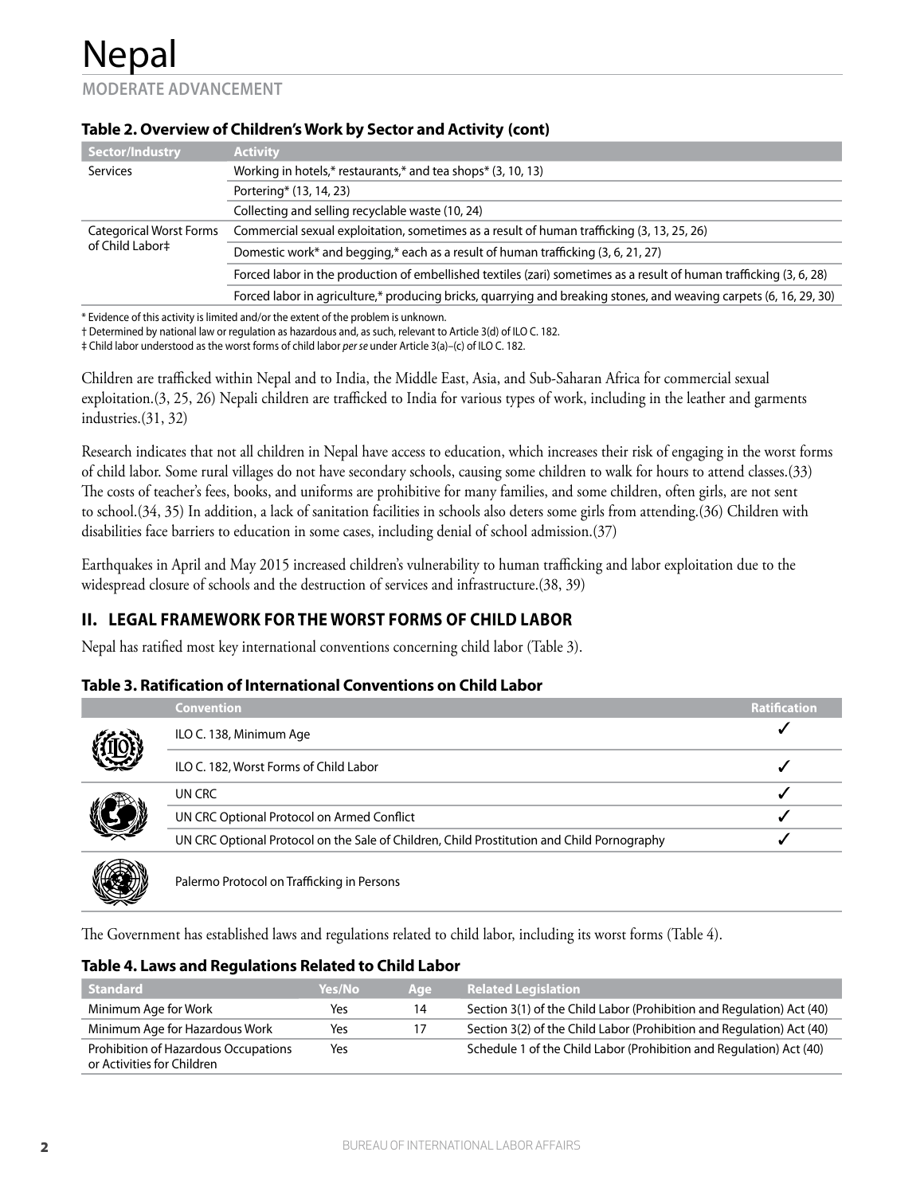# Nepal

MODERATE ADVANCEMENT

**Table 2. Overview of Children's Work by Sector and Activity (cont)**

| Sector/Industry | Activity |
|---|---|
| Services | Working in hotels,* restaurants,* and tea shops* (3, 10, 13) |
| | Portering* (13, 14, 23) |
| | Collecting and selling recyclable waste (10, 24) |
| Categorical Worst Forms of Child Labor‡ | Commercial sexual exploitation, sometimes as a result of human trafficking (3, 13, 25, 26) |
| | Domestic work* and begging,* each as a result of human trafficking (3, 6, 21, 27) |
| | Forced labor in the production of embellished textiles (zari) sometimes as a result of human trafficking (3, 6, 28) |
| | Forced labor in agriculture,* producing bricks, quarrying and breaking stones, and weaving carpets (6, 16, 29, 30) |

\* Evidence of this activity is limited and/or the extent of the problem is unknown.
† Determined by national law or regulation as hazardous and, as such, relevant to Article 3(d) of ILO C. 182.
‡ Child labor understood as the worst forms of child labor *per se* under Article 3(a)–(c) of ILO C. 182.

Children are trafficked within Nepal and to India, the Middle East, Asia, and Sub-Saharan Africa for commercial sexual exploitation.(3, 25, 26) Nepali children are trafficked to India for various types of work, including in the leather and garments industries.(31, 32)

Research indicates that not all children in Nepal have access to education, which increases their risk of engaging in the worst forms of child labor. Some rural villages do not have secondary schools, causing some children to walk for hours to attend classes.(33) The costs of teacher's fees, books, and uniforms are prohibitive for many families, and some children, often girls, are not sent to school.(34, 35) In addition, a lack of sanitation facilities in schools also deters some girls from attending.(36) Children with disabilities face barriers to education in some cases, including denial of school admission.(37)

Earthquakes in April and May 2015 increased children's vulnerability to human trafficking and labor exploitation due to the widespread closure of schools and the destruction of services and infrastructure.(38, 39)

## II. LEGAL FRAMEWORK FOR THE WORST FORMS OF CHILD LABOR

Nepal has ratified most key international conventions concerning child labor (Table 3).

**Table 3. Ratification of International Conventions on Child Labor**

| Convention | Ratification |
|---|---|
| ILO C. 138, Minimum Age | ✓ |
| ILO C. 182, Worst Forms of Child Labor | ✓ |
| UN CRC | ✓ |
| UN CRC Optional Protocol on Armed Conflict | ✓ |
| UN CRC Optional Protocol on the Sale of Children, Child Prostitution and Child Pornography | ✓ |
| Palermo Protocol on Trafficking in Persons | |

The Government has established laws and regulations related to child labor, including its worst forms (Table 4).

**Table 4. Laws and Regulations Related to Child Labor**

| Standard | Yes/No | Age | Related Legislation |
|---|---|---|---|
| Minimum Age for Work | Yes | 14 | Section 3(1) of the Child Labor (Prohibition and Regulation) Act (40) |
| Minimum Age for Hazardous Work | Yes | 17 | Section 3(2) of the Child Labor (Prohibition and Regulation) Act (40) |
| Prohibition of Hazardous Occupations or Activities for Children | Yes | | Schedule 1 of the Child Labor (Prohibition and Regulation) Act (40) |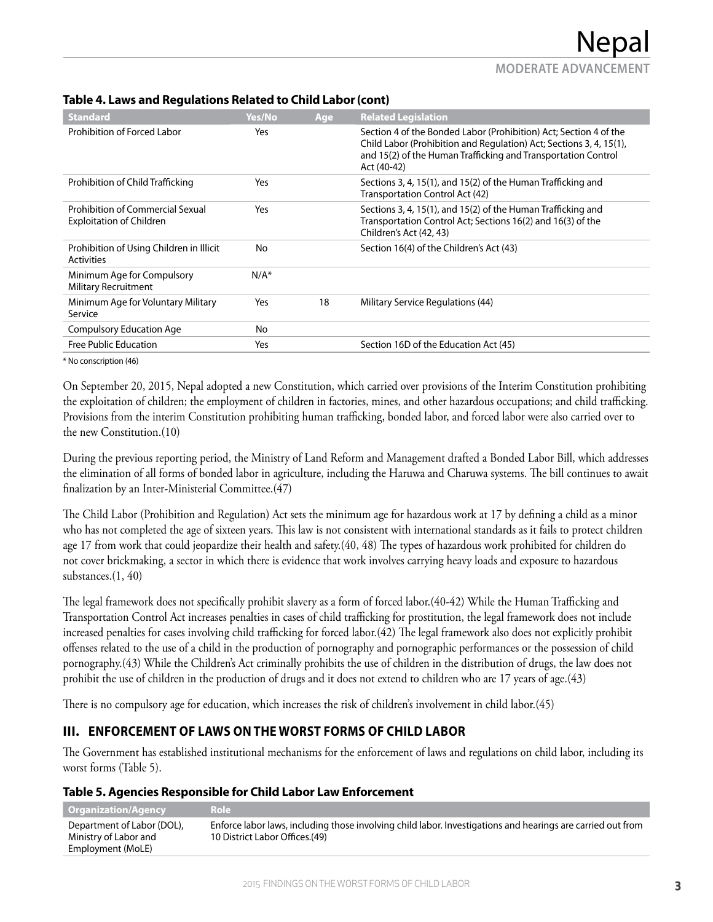**Table 4. Laws and Regulations Related to Child Labor (cont)**

| Standard | Yes/No | Age | Related Legislation |
|---|---|---|---|
| Prohibition of Forced Labor | Yes | | Section 4 of the Bonded Labor (Prohibition) Act; Section 4 of the Child Labor (Prohibition and Regulation) Act; Sections 3, 4, 15(1), and 15(2) of the Human Trafficking and Transportation Control Act (40-42) |
| Prohibition of Child Trafficking | Yes | | Sections 3, 4, 15(1), and 15(2) of the Human Trafficking and Transportation Control Act (42) |
| Prohibition of Commercial Sexual Exploitation of Children | Yes | | Sections 3, 4, 15(1), and 15(2) of the Human Trafficking and Transportation Control Act; Sections 16(2) and 16(3) of the Children's Act (42, 43) |
| Prohibition of Using Children in Illicit Activities | No | | Section 16(4) of the Children's Act (43) |
| Minimum Age for Compulsory Military Recruitment | N/A* | | |
| Minimum Age for Voluntary Military Service | Yes | 18 | Military Service Regulations (44) |
| Compulsory Education Age | No | | |
| Free Public Education | Yes | | Section 16D of the Education Act (45) |

* No conscription (46)

On September 20, 2015, Nepal adopted a new Constitution, which carried over provisions of the Interim Constitution prohibiting the exploitation of children; the employment of children in factories, mines, and other hazardous occupations; and child trafficking. Provisions from the interim Constitution prohibiting human trafficking, bonded labor, and forced labor were also carried over to the new Constitution.(10)

During the previous reporting period, the Ministry of Land Reform and Management drafted a Bonded Labor Bill, which addresses the elimination of all forms of bonded labor in agriculture, including the Haruwa and Charuwa systems. The bill continues to await finalization by an Inter-Ministerial Committee.(47)

The Child Labor (Prohibition and Regulation) Act sets the minimum age for hazardous work at 17 by defining a child as a minor who has not completed the age of sixteen years. This law is not consistent with international standards as it fails to protect children age 17 from work that could jeopardize their health and safety.(40, 48) The types of hazardous work prohibited for children do not cover brickmaking, a sector in which there is evidence that work involves carrying heavy loads and exposure to hazardous substances.(1, 40)

The legal framework does not specifically prohibit slavery as a form of forced labor.(40-42) While the Human Trafficking and Transportation Control Act increases penalties in cases of child trafficking for prostitution, the legal framework does not include increased penalties for cases involving child trafficking for forced labor.(42) The legal framework also does not explicitly prohibit offenses related to the use of a child in the production of pornography and pornographic performances or the possession of child pornography.(43) While the Children's Act criminally prohibits the use of children in the distribution of drugs, the law does not prohibit the use of children in the production of drugs and it does not extend to children who are 17 years of age.(43)

There is no compulsory age for education, which increases the risk of children's involvement in child labor.(45)

## III. ENFORCEMENT OF LAWS ON THE WORST FORMS OF CHILD LABOR

The Government has established institutional mechanisms for the enforcement of laws and regulations on child labor, including its worst forms (Table 5).

**Table 5. Agencies Responsible for Child Labor Law Enforcement**

| Organization/Agency | Role |
|---|---|
| Department of Labor (DOL), Ministry of Labor and Employment (MoLE) | Enforce labor laws, including those involving child labor. Investigations and hearings are carried out from 10 District Labor Offices.(49) |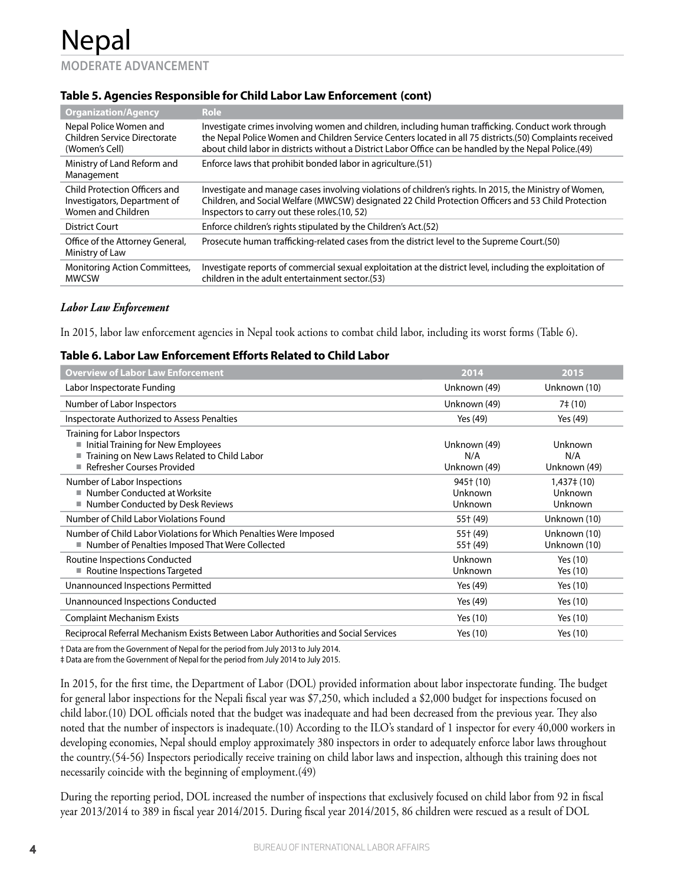# Nepal

MODERATE ADVANCEMENT

**Table 5. Agencies Responsible for Child Labor Law Enforcement (cont)**

| Organization/Agency | Role |
|---|---|
| Nepal Police Women and Children Service Directorate (Women's Cell) | Investigate crimes involving women and children, including human trafficking. Conduct work through the Nepal Police Women and Children Service Centers located in all 75 districts.(50) Complaints received about child labor in districts without a District Labor Office can be handled by the Nepal Police.(49) |
| Ministry of Land Reform and Management | Enforce laws that prohibit bonded labor in agriculture.(51) |
| Child Protection Officers and Investigators, Department of Women and Children | Investigate and manage cases involving violations of children's rights. In 2015, the Ministry of Women, Children, and Social Welfare (MWCSW) designated 22 Child Protection Officers and 53 Child Protection Inspectors to carry out these roles.(10, 52) |
| District Court | Enforce children's rights stipulated by the Children's Act.(52) |
| Office of the Attorney General, Ministry of Law | Prosecute human trafficking-related cases from the district level to the Supreme Court.(50) |
| Monitoring Action Committees, MWCSW | Investigate reports of commercial sexual exploitation at the district level, including the exploitation of children in the adult entertainment sector.(53) |

### *Labor Law Enforcement*

In 2015, labor law enforcement agencies in Nepal took actions to combat child labor, including its worst forms (Table 6).

**Table 6. Labor Law Enforcement Efforts Related to Child Labor**

| Overview of Labor Law Enforcement | 2014 | 2015 |
|---|---|---|
| Labor Inspectorate Funding | Unknown (49) | Unknown (10) |
| Number of Labor Inspectors | Unknown (49) | 7‡ (10) |
| Inspectorate Authorized to Assess Penalties | Yes (49) | Yes (49) |
| Training for Labor Inspectors | | |
| ■ Initial Training for New Employees | Unknown (49) | Unknown |
| ■ Training on New Laws Related to Child Labor | N/A | N/A |
| ■ Refresher Courses Provided | Unknown (49) | Unknown (49) |
| Number of Labor Inspections | 945† (10) | 1,437‡ (10) |
| ■ Number Conducted at Worksite | Unknown | Unknown |
| ■ Number Conducted by Desk Reviews | Unknown | Unknown |
| Number of Child Labor Violations Found | 55† (49) | Unknown (10) |
| Number of Child Labor Violations for Which Penalties Were Imposed | 55† (49) | Unknown (10) |
| ■ Number of Penalties Imposed That Were Collected | 55† (49) | Unknown (10) |
| Routine Inspections Conducted | Unknown | Yes (10) |
| ■ Routine Inspections Targeted | Unknown | Yes (10) |
| Unannounced Inspections Permitted | Yes (49) | Yes (10) |
| Unannounced Inspections Conducted | Yes (49) | Yes (10) |
| Complaint Mechanism Exists | Yes (10) | Yes (10) |
| Reciprocal Referral Mechanism Exists Between Labor Authorities and Social Services | Yes (10) | Yes (10) |

† Data are from the Government of Nepal for the period from July 2013 to July 2014.
‡ Data are from the Government of Nepal for the period from July 2014 to July 2015.

In 2015, for the first time, the Department of Labor (DOL) provided information about labor inspectorate funding. The budget for general labor inspections for the Nepali fiscal year was $7,250, which included a $2,000 budget for inspections focused on child labor.(10) DOL officials noted that the budget was inadequate and had been decreased from the previous year. They also noted that the number of inspectors is inadequate.(10) According to the ILO's standard of 1 inspector for every 40,000 workers in developing economies, Nepal should employ approximately 380 inspectors in order to adequately enforce labor laws throughout the country.(54-56) Inspectors periodically receive training on child labor laws and inspection, although this training does not necessarily coincide with the beginning of employment.(49)

During the reporting period, DOL increased the number of inspections that exclusively focused on child labor from 92 in fiscal year 2013/2014 to 389 in fiscal year 2014/2015. During fiscal year 2014/2015, 86 children were rescued as a result of DOL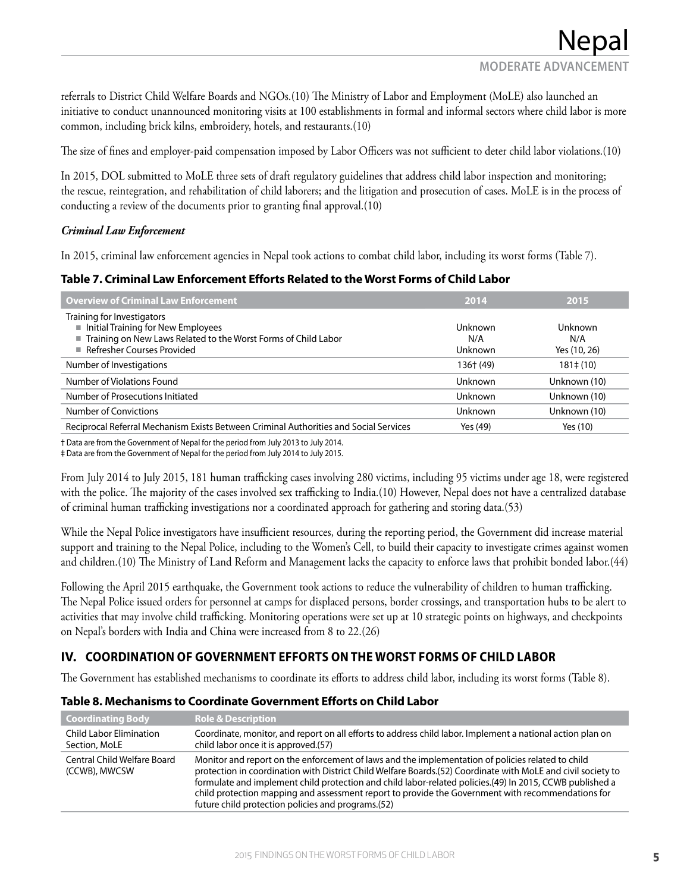referrals to District Child Welfare Boards and NGOs.(10) The Ministry of Labor and Employment (MoLE) also launched an initiative to conduct unannounced monitoring visits at 100 establishments in formal and informal sectors where child labor is more common, including brick kilns, embroidery, hotels, and restaurants.(10)

The size of fines and employer-paid compensation imposed by Labor Officers was not sufficient to deter child labor violations.(10)

In 2015, DOL submitted to MoLE three sets of draft regulatory guidelines that address child labor inspection and monitoring; the rescue, reintegration, and rehabilitation of child laborers; and the litigation and prosecution of cases. MoLE is in the process of conducting a review of the documents prior to granting final approval.(10)

***Criminal Law Enforcement***

In 2015, criminal law enforcement agencies in Nepal took actions to combat child labor, including its worst forms (Table 7).

**Table 7. Criminal Law Enforcement Efforts Related to the Worst Forms of Child Labor**

| Overview of Criminal Law Enforcement | 2014 | 2015 |
|---|---|---|
| Training for Investigators | | |
| ■ Initial Training for New Employees | Unknown | Unknown |
| ■ Training on New Laws Related to the Worst Forms of Child Labor | N/A | N/A |
| ■ Refresher Courses Provided | Unknown | Yes (10, 26) |
| Number of Investigations | 136† (49) | 181‡ (10) |
| Number of Violations Found | Unknown | Unknown (10) |
| Number of Prosecutions Initiated | Unknown | Unknown (10) |
| Number of Convictions | Unknown | Unknown (10) |
| Reciprocal Referral Mechanism Exists Between Criminal Authorities and Social Services | Yes (49) | Yes (10) |

† Data are from the Government of Nepal for the period from July 2013 to July 2014.
‡ Data are from the Government of Nepal for the period from July 2014 to July 2015.

From July 2014 to July 2015, 181 human trafficking cases involving 280 victims, including 95 victims under age 18, were registered with the police. The majority of the cases involved sex trafficking to India.(10) However, Nepal does not have a centralized database of criminal human trafficking investigations nor a coordinated approach for gathering and storing data.(53)

While the Nepal Police investigators have insufficient resources, during the reporting period, the Government did increase material support and training to the Nepal Police, including to the Women's Cell, to build their capacity to investigate crimes against women and children.(10) The Ministry of Land Reform and Management lacks the capacity to enforce laws that prohibit bonded labor.(44)

Following the April 2015 earthquake, the Government took actions to reduce the vulnerability of children to human trafficking. The Nepal Police issued orders for personnel at camps for displaced persons, border crossings, and transportation hubs to be alert to activities that may involve child trafficking. Monitoring operations were set up at 10 strategic points on highways, and checkpoints on Nepal's borders with India and China were increased from 8 to 22.(26)

## IV. COORDINATION OF GOVERNMENT EFFORTS ON THE WORST FORMS OF CHILD LABOR

The Government has established mechanisms to coordinate its efforts to address child labor, including its worst forms (Table 8).

**Table 8. Mechanisms to Coordinate Government Efforts on Child Labor**

| Coordinating Body | Role & Description |
|---|---|
| Child Labor Elimination Section, MoLE | Coordinate, monitor, and report on all efforts to address child labor. Implement a national action plan on child labor once it is approved.(57) |
| Central Child Welfare Board (CCWB), MWCSW | Monitor and report on the enforcement of laws and the implementation of policies related to child protection in coordination with District Child Welfare Boards.(52) Coordinate with MoLE and civil society to formulate and implement child protection and child labor-related policies.(49) In 2015, CCWB published a child protection mapping and assessment report to provide the Government with recommendations for future child protection policies and programs.(52) |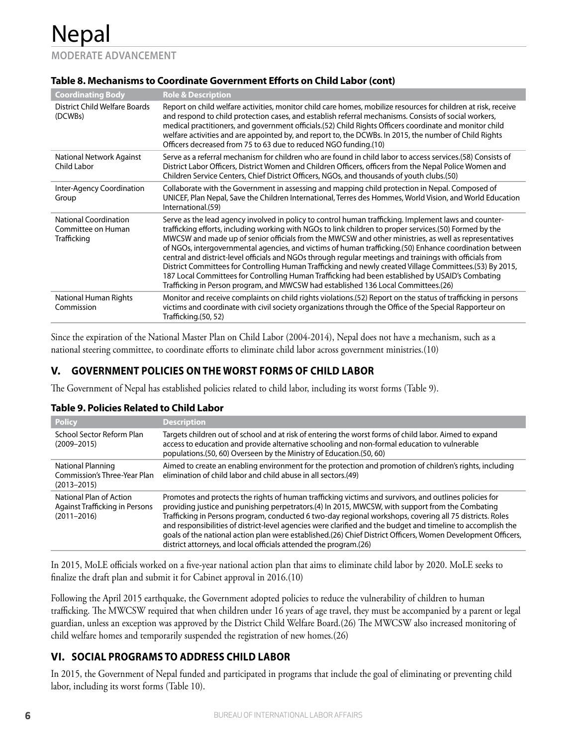**Table 8. Mechanisms to Coordinate Government Efforts on Child Labor (cont)**

| Coordinating Body | Role & Description |
| --- | --- |
| District Child Welfare Boards (DCWBs) | Report on child welfare activities, monitor child care homes, mobilize resources for children at risk, receive and respond to child protection cases, and establish referral mechanisms. Consists of social workers, medical practitioners, and government officials.(52) Child Rights Officers coordinate and monitor child welfare activities and are appointed by, and report to, the DCWBs. In 2015, the number of Child Rights Officers decreased from 75 to 63 due to reduced NGO funding.(10) |
| National Network Against Child Labor | Serve as a referral mechanism for children who are found in child labor to access services.(58) Consists of District Labor Officers, District Women and Children Officers, officers from the Nepal Police Women and Children Service Centers, Chief District Officers, NGOs, and thousands of youth clubs.(50) |
| Inter-Agency Coordination Group | Collaborate with the Government in assessing and mapping child protection in Nepal. Composed of UNICEF, Plan Nepal, Save the Children International, Terres des Hommes, World Vision, and World Education International.(59) |
| National Coordination Committee on Human Trafficking | Serve as the lead agency involved in policy to control human trafficking. Implement laws and counter-trafficking efforts, including working with NGOs to link children to proper services.(50) Formed by the MWCSW and made up of senior officials from the MWCSW and other ministries, as well as representatives of NGOs, intergovernmental agencies, and victims of human trafficking.(50) Enhance coordination between central and district-level officials and NGOs through regular meetings and trainings with officials from District Committees for Controlling Human Trafficking and newly created Village Committees.(53) By 2015, 187 Local Committees for Controlling Human Trafficking had been established by USAID's Combating Trafficking in Person program, and MWCSW had established 136 Local Committees.(26) |
| National Human Rights Commission | Monitor and receive complaints on child rights violations.(52) Report on the status of trafficking in persons victims and coordinate with civil society organizations through the Office of the Special Rapporteur on Trafficking.(50, 52) |

Since the expiration of the National Master Plan on Child Labor (2004-2014), Nepal does not have a mechanism, such as a national steering committee, to coordinate efforts to eliminate child labor across government ministries.(10)

## V. GOVERNMENT POLICIES ON THE WORST FORMS OF CHILD LABOR

The Government of Nepal has established policies related to child labor, including its worst forms (Table 9).

**Table 9. Policies Related to Child Labor**

| Policy | Description |
| --- | --- |
| School Sector Reform Plan (2009–2015) | Targets children out of school and at risk of entering the worst forms of child labor. Aimed to expand access to education and provide alternative schooling and non-formal education to vulnerable populations.(50, 60) Overseen by the Ministry of Education.(50, 60) |
| National Planning Commission's Three-Year Plan (2013–2015) | Aimed to create an enabling environment for the protection and promotion of children's rights, including elimination of child labor and child abuse in all sectors.(49) |
| National Plan of Action Against Trafficking in Persons (2011–2016) | Promotes and protects the rights of human trafficking victims and survivors, and outlines policies for providing justice and punishing perpetrators.(4) In 2015, MWCSW, with support from the Combating Trafficking in Persons program, conducted 6 two-day regional workshops, covering all 75 districts. Roles and responsibilities of district-level agencies were clarified and the budget and timeline to accomplish the goals of the national action plan were established.(26) Chief District Officers, Women Development Officers, district attorneys, and local officials attended the program.(26) |

In 2015, MoLE officials worked on a five-year national action plan that aims to eliminate child labor by 2020. MoLE seeks to finalize the draft plan and submit it for Cabinet approval in 2016.(10)

Following the April 2015 earthquake, the Government adopted policies to reduce the vulnerability of children to human trafficking. The MWCSW required that when children under 16 years of age travel, they must be accompanied by a parent or legal guardian, unless an exception was approved by the District Child Welfare Board.(26) The MWCSW also increased monitoring of child welfare homes and temporarily suspended the registration of new homes.(26)

## VI. SOCIAL PROGRAMS TO ADDRESS CHILD LABOR

In 2015, the Government of Nepal funded and participated in programs that include the goal of eliminating or preventing child labor, including its worst forms (Table 10).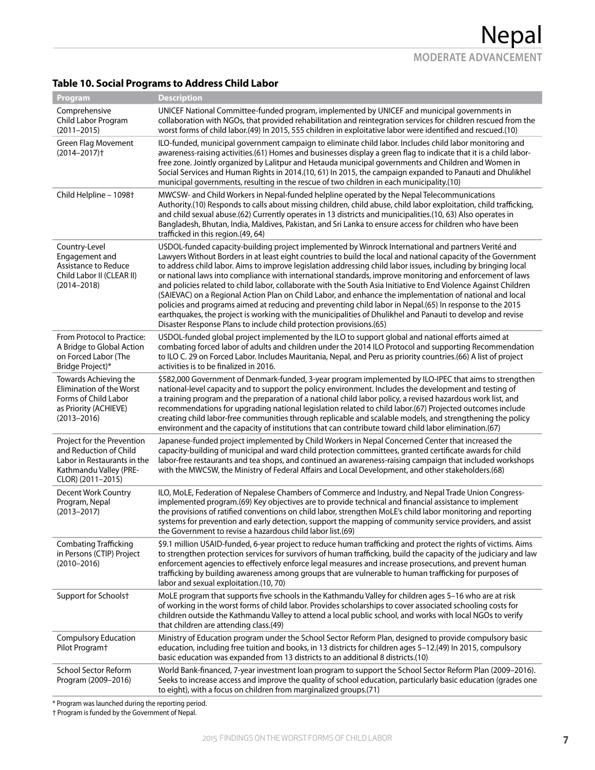### Table 10. Social Programs to Address Child Labor

| Program | Description |
| --- | --- |
| Comprehensive Child Labor Program (2011–2015) | UNICEF National Committee-funded program, implemented by UNICEF and municipal governments in collaboration with NGOs, that provided rehabilitation and reintegration services for children rescued from the worst forms of child labor.(49) In 2015, 555 children in exploitative labor were identified and rescued.(10) |
| Green Flag Movement (2014–2017)† | ILO-funded, municipal government campaign to eliminate child labor. Includes child labor monitoring and awareness-raising activities.(61) Homes and businesses display a green flag to indicate that it is a child labor-free zone. Jointly organized by Lalitpur and Hetauda municipal governments and Children and Women in Social Services and Human Rights in 2014.(10, 61) In 2015, the campaign expanded to Panauti and Dhulikhel municipal governments, resulting in the rescue of two children in each municipality.(10) |
| Child Helpline – 1098† | MWCSW- and Child Workers in Nepal-funded helpline operated by the Nepal Telecommunications Authority.(10) Responds to calls about missing children, child abuse, child labor exploitation, child trafficking, and child sexual abuse.(62) Currently operates in 13 districts and municipalities.(10, 63) Also operates in Bangladesh, Bhutan, India, Maldives, Pakistan, and Sri Lanka to ensure access for children who have been trafficked in this region.(49, 64) |
| Country-Level Engagement and Assistance to Reduce Child Labor II (CLEAR II) (2014–2018) | USDOL-funded capacity-building project implemented by Winrock International and partners Verité and Lawyers Without Borders in at least eight countries to build the local and national capacity of the Government to address child labor. Aims to improve legislation addressing child labor issues, including by bringing local or national laws into compliance with international standards, improve monitoring and enforcement of laws and policies related to child labor, collaborate with the South Asia Initiative to End Violence Against Children (SAIEVAC) on a Regional Action Plan on Child Labor, and enhance the implementation of national and local policies and programs aimed at reducing and preventing child labor in Nepal.(65) In response to the 2015 earthquakes, the project is working with the municipalities of Dhulikhel and Panauti to develop and revise Disaster Response Plans to include child protection provisions.(65) |
| From Protocol to Practice: A Bridge to Global Action on Forced Labor (The Bridge Project)* | USDOL-funded global project implemented by the ILO to support global and national efforts aimed at combating forced labor of adults and children under the 2014 ILO Protocol and supporting Recommendation to ILO C. 29 on Forced Labor. Includes Mauritania, Nepal, and Peru as priority countries.(66) A list of project activities is to be finalized in 2016. |
| Towards Achieving the Elimination of the Worst Forms of Child Labor as Priority (ACHIEVE) (2013–2016) | $582,000 Government of Denmark-funded, 3-year program implemented by ILO-IPEC that aims to strengthen national-level capacity and to support the policy environment. Includes the development and testing of a training program and the preparation of a national child labor policy, a revised hazardous work list, and recommendations for upgrading national legislation related to child labor.(67) Projected outcomes include creating child labor-free communities through replicable and scalable models, and strengthening the policy environment and the capacity of institutions that can contribute toward child labor elimination.(67) |
| Project for the Prevention and Reduction of Child Labor in Restaurants in the Kathmandu Valley (PRE-CLOR) (2011–2015) | Japanese-funded project implemented by Child Workers in Nepal Concerned Center that increased the capacity-building of municipal and ward child protection committees, granted certificate awards for child labor-free restaurants and tea shops, and continued an awareness-raising campaign that included workshops with the MWCSW, the Ministry of Federal Affairs and Local Development, and other stakeholders.(68) |
| Decent Work Country Program, Nepal (2013–2017) | ILO, MoLE, Federation of Nepalese Chambers of Commerce and Industry, and Nepal Trade Union Congress-implemented program.(69) Key objectives are to provide technical and financial assistance to implement the provisions of ratified conventions on child labor, strengthen MoLE's child labor monitoring and reporting systems for prevention and early detection, support the mapping of community service providers, and assist the Government to revise a hazardous child labor list.(69) |
| Combating Trafficking in Persons (CTIP) Project (2010–2016) | $9.1 million USAID-funded, 6-year project to reduce human trafficking and protect the rights of victims. Aims to strengthen protection services for survivors of human trafficking, build the capacity of the judiciary and law enforcement agencies to effectively enforce legal measures and increase prosecutions, and prevent human trafficking by building awareness among groups that are vulnerable to human trafficking for purposes of labor and sexual exploitation.(10, 70) |
| Support for Schools† | MoLE program that supports five schools in the Kathmandu Valley for children ages 5–16 who are at risk of working in the worst forms of child labor. Provides scholarships to cover associated schooling costs for children outside the Kathmandu Valley to attend a local public school, and works with local NGOs to verify that children are attending class.(49) |
| Compulsory Education Pilot Program† | Ministry of Education program under the School Sector Reform Plan, designed to provide compulsory basic education, including free tuition and books, in 13 districts for children ages 5–12.(49) In 2015, compulsory basic education was expanded from 13 districts to an additional 8 districts.(10) |
| School Sector Reform Program (2009–2016) | World Bank-financed, 7-year investment loan program to support the School Sector Reform Plan (2009–2016). Seeks to increase access and improve the quality of school education, particularly basic education (grades one to eight), with a focus on children from marginalized groups.(71) |

* Program was launched during the reporting period.
† Program is funded by the Government of Nepal.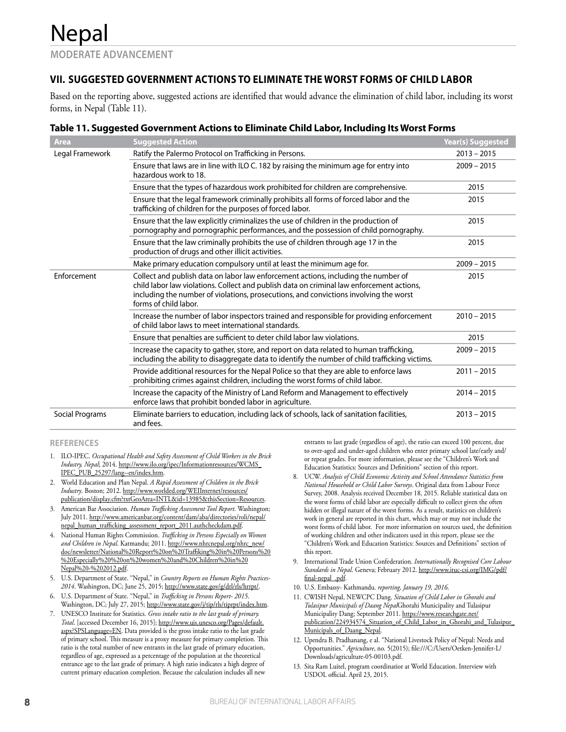# Nepal

**MODERATE ADVANCEMENT**

## VII. SUGGESTED GOVERNMENT ACTIONS TO ELIMINATE THE WORST FORMS OF CHILD LABOR

Based on the reporting above, suggested actions are identified that would advance the elimination of child labor, including its worst forms, in Nepal (Table 11).

### Table 11. Suggested Government Actions to Eliminate Child Labor, Including Its Worst Forms

| Area | Suggested Action | Year(s) Suggested |
|---|---|---|
| Legal Framework | Ratify the Palermo Protocol on Trafficking in Persons. | 2013 – 2015 |
| | Ensure that laws are in line with ILO C. 182 by raising the minimum age for entry into hazardous work to 18. | 2009 – 2015 |
| | Ensure that the types of hazardous work prohibited for children are comprehensive. | 2015 |
| | Ensure that the legal framework criminally prohibits all forms of forced labor and the trafficking of children for the purposes of forced labor. | 2015 |
| | Ensure that the law explicitly criminalizes the use of children in the production of pornography and pornographic performances, and the possession of child pornography. | 2015 |
| | Ensure that the law criminally prohibits the use of children through age 17 in the production of drugs and other illicit activities. | 2015 |
| | Make primary education compulsory until at least the minimum age for. | 2009 – 2015 |
| Enforcement | Collect and publish data on labor law enforcement actions, including the number of child labor law violations. Collect and publish data on criminal law enforcement actions, including the number of violations, prosecutions, and convictions involving the worst forms of child labor. | 2015 |
| | Increase the number of labor inspectors trained and responsible for providing enforcement of child labor laws to meet international standards. | 2010 – 2015 |
| | Ensure that penalties are sufficient to deter child labor law violations. | 2015 |
| | Increase the capacity to gather, store, and report on data related to human trafficking, including the ability to disaggregate data to identify the number of child trafficking victims. | 2009 – 2015 |
| | Provide additional resources for the Nepal Police so that they are able to enforce laws prohibiting crimes against children, including the worst forms of child labor. | 2011 – 2015 |
| | Increase the capacity of the Ministry of Land Reform and Management to effectively enforce laws that prohibit bonded labor in agriculture. | 2014 – 2015 |
| Social Programs | Eliminate barriers to education, including lack of schools, lack of sanitation facilities, and fees. | 2013 – 2015 |

**REFERENCES**

1. ILO-IPEC. *Occupational Health and Safety Assessment of Child Workers in the Brick Industry, Nepal*; 2014. http://www.ilo.org/ipec/Informationresources/WCMS_IPEC_PUB_25297/lang--en/index.htm.
2. World Education and Plan Nepal. *A Rapid Assessment of Children in the Brick Industry*. Boston; 2012. http://www.worlded.org/WEIInternet/resources/publication/display.cfm?txtGeoArea=INTL&id=13985&thisSection=Resources.
3. American Bar Association. *Human Trafficking Assessment Tool Report*. Washington; July 2011. http://www.americanbar.org/content/dam/aba/directories/roli/nepal/nepal_human_trafficking_assessment_report_2011.authcheckdam.pdf.
4. National Human Rights Commission. *Trafficking in Persons Especially on Women and Children in Nepal*. Katmandu; 2011. http://www.nhrcnepal.org/nhrc_new/doc/newsletter/National%20Report%20on%20Traffiking%20in%20Persons%20%20Especially%20%20on%20women%20and%20Children%20in%20Nepal%20-%202012.pdf.
5. U.S. Department of State. "Nepal," in *Country Reports on Human Rights Practices-2014*. Washington, DC; June 25, 2015; http://www.state.gov/g/drl/rls/hrrpt/.
6. U.S. Department of State. "Nepal," in *Trafficking in Persons Report- 2015*. Washington, DC; July 27, 2015; http://www.state.gov/j/tip/rls/tiprpt/index.htm.
7. UNESCO Institute for Statistics. *Gross intake ratio to the last grade of primary. Total*. [accessed December 16, 2015]; http://www.uis.unesco.org/Pages/default.aspx?SPSLanguage=EN. Data provided is the gross intake ratio to the last grade of primary school. This measure is a proxy measure for primary completion. This ratio is the total number of new entrants in the last grade of primary education, regardless of age, expressed as a percentage of the population at the theoretical entrance age to the last grade of primary. A high ratio indicates a high degree of current primary education completion. Because the calculation includes all new entrants to last grade (regardless of age), the ratio can exceed 100 percent, due to over-aged and under-aged children who enter primary school late/early and/or repeat grades. For more information, please see the "Children's Work and Education Statistics: Sources and Definitions" section of this report.
8. UCW. *Analysis of Child Economic Activity and School Attendance Statistics from National Household or Child Labor Surveys*. Original data from Labour Force Survey, 2008. Analysis received December 18, 2015. Reliable statistical data on the worst forms of child labor are especially difficult to collect given the often hidden or illegal nature of the worst forms. As a result, statistics on children's work in general are reported in this chart, which may or may not include the worst forms of child labor. For more information on sources used, the definition of working children and other indicators used in this report, please see the "Children's Work and Education Statistics: Sources and Definitions" section of this report.
9. International Trade Union Confederation. *Internationally Recognised Core Labour Standards in Nepal*. Geneva; February 2012. http://www.ituc-csi.org/IMG/pdf/final-nepal_.pdf.
10. U.S. Embassy- Kathmandu. *reporting, January 19, 2016*.
11. CWISH Nepal, NEWCPC Dang. *Situation of Child Labor in Ghorahi and Tulasipur Municipals of Daang Nepal*Ghorahi Municipality and Tulasipur Municipality Dang; September 2011. https://www.researchgate.net/publication/224934574_Situation_of_Child_Labor_in_Ghorahi_and_Tulasipur_Municipals_of_Daang_Nepal.
12. Upendra B. Pradhanang, e al. "National Livestock Policy of Nepal: Needs and Opportunities." *Agriculture*, no. 5(2015); file:///C:/Users/Oetken-Jennifer-L/Downloads/agriculture-05-00103.pdf.
13. Sita Ram Luitel, program coordinatior at World Education. Interview with USDOL official. April 23, 2015.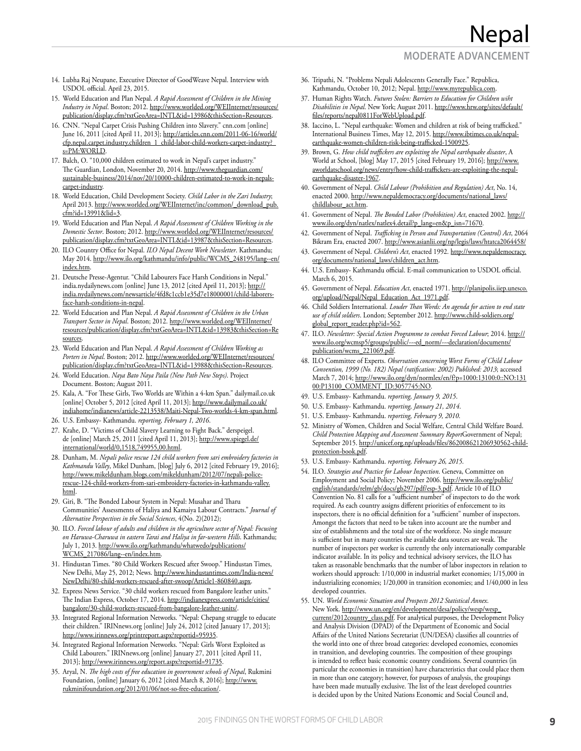14. Lubha Raj Neupane, Executive Director of GoodWeave Nepal. Interview with USDOL official. April 23, 2015.
15. World Education and Plan Nepal. *A Rapid Assessment of Children in the Mining Industry in Nepal*. Boston; 2012. http://www.worlded.org/WEIInternet/resources/publication/display.cfm?txtGeoArea=INTL&id=13986&thisSection=Resources.
16. CNN. "Nepal Carpet Crisis Pushing Children into Slavery." cnn.com [online] June 16, 2011 [cited April 11, 2013]; http://articles.cnn.com/2011-06-16/world/cfp.nepal.carpet.industry.children_1_child-labor-child-workers-carpet-industry?_s=PM:WORLD.
17. Balch, O. "10,000 children estimated to work in Nepal's carpet industry." The Guardian, London, November 20, 2014. http://www.theguardian.com/sustainable-business/2014/nov/20/10000-children-estimated-to-work-in-nepals-carpet-industry.
18. World Education, Child Development Society. *Child Labor in the Zari Industry*; April 2013. http://www.worlded.org/WEIInternet/inc/common/_download_pub.cfm?id=13991&lid=3.
19. World Education and Plan Nepal. *A Rapid Assessment of Children Working in the Domestic Sector*. Boston; 2012. http://www.worlded.org/WEIInternet/resources/publication/display.cfm?txtGeoArea=INTL&id=13987&thisSection=Resources.
20. ILO Country Office for Nepal. *ILO Nepal Decent Work Newsletter*. Kathmandu; May 2014. http://www.ilo.org/kathmandu/info/public/WCMS_248195/lang--en/index.htm.
21. Deutsche Presse-Agentur. "Child Labourers Face Harsh Conditions in Nepal." india.nydailynews.com [online] June 13, 2012 [cited April 11, 2013]; http://india.nydailynews.com/newsarticle/4fd8c1ccb1e35d7e18000001/child-laborers-face-harsh-conditions-in-nepal.
22. World Education and Plan Nepal. *A Rapid Assessment of Children in the Urban Transport Sector in Nepal*. Boston; 2012. http://www.worlded.org/WEIInternet/resources/publication/display.cfm?txtGeoArea=INTL&id=13983&thisSection=Resources.
23. World Education and Plan Nepal. *A Rapid Assessment of Children Working as Porters in Nepal*. Boston; 2012. http://www.worlded.org/WEIInternet/resources/publication/display.cfm?txtGeoArea=INTL&id=13988&thisSection=Resources.
24. World Education. *Naya Bato Naya Paila (New Path New Steps)*. Project Document. Boston; August 2011.
25. Kala, A. "For These Girls, Two Worlds are Within a 4-km Span." dailymail.co.uk [online] October 5, 2012 [cited April 11, 2013]; http://www.dailymail.co.uk/indiahome/indianews/article-2213538/Maiti-Nepal-Two-worlds-4-km-span.html.
26. U.S. Embassy- Kathmandu. *reporting, February 1, 2016*.
27. Krahe, D. "Victims of Child Slavery Learning to Fight Back." derspeigel.de [online] March 25, 2011 [cited April 11, 2013]; http://www.spiegel.de/international/world/0,1518,749955,00.html.
28. Dunham, M. *Nepali police rescue 124 child workers from sari embroidery factories in Kathmandu Valley*, Mikel Dunham, [blog] July 6, 2012 [cited February 19, 2016]; http://www.mikeldunham.blogs.com/mikeldunham/2012/07/nepali-police-rescue-124-child-workers-from-sari-embroidery-factories-in-kathmandu-valley.html.
29. Giri, B. "The Bonded Labour System in Nepal: Musahar and Tharu Communities' Assessments of Haliya and Kamaiya Labour Contracts." *Journal of Alternative Perspectives in the Social Sciences*, 4(No. 2)(2012);
30. ILO. *Forced labour of adults and children in the agriculture sector of Nepal: Focusing on Haruwa-Charuwa in eastern Tarai and Haliya in far-western Hills*. Kathmandu; July 1, 2013. http://www.ilo.org/kathmandu/whatwedo/publications/WCMS_217086/lang--en/index.htm.
31. Hindustan Times. "80 Child Workers Rescued after Swoop." Hindustan Times, New Delhi, May 25, 2012; News. http://www.hindustantimes.com/India-news/NewDelhi/80-child-workers-rescued-after-swoop/Article1-860840.aspx.
32. Express News Service. "30 child workers rescued from Bangalore leather units." The Indian Express, October 17, 2014. http://indianexpress.com/article/cities/bangalore/30-child-workers-rescued-from-bangalore-leather-units/.
33. Integrated Regional Information Networks. "Nepal: Chepang struggle to educate their children." IRINnews.org [online] July 24, 2012 [cited January 17, 2013]; http://www.irinnews.org/printreport.aspx?reportid=95935.
34. Integrated Regional Information Networks. "Nepal: Girls Worst Exploited as Child Labourers." IRINnews.org [online] January 27, 2011 [cited April 11, 2013]; http://www.irinnews.org/report.aspx?reportid=91735.
35. Aryal, N. *The high costs of free education in government schools of Nepal*, Rukmini Foundation, [online] January 6, 2012 [cited March 8, 2016]; http://www.rukminifoundation.org/2012/01/06/not-so-free-education/.
36. Tripathi, N. "Problems Nepali Adolescents Generally Face." Republica, Kathmandu, October 10, 2012; Nepal. http://www.myrepublica.com.
37. Human Rights Watch. *Futures Stolen: Barriers to Education for Children wiht Disabilities in Nepal*. New York; August 2011. http://www.hrw.org/sites/default/files/reports/nepal0811ForWebUpload.pdf.
38. Iaccino, L. "Nepal earthquake: Women and children at risk of being trafficked." International Business Times, May 12, 2015. http://www.ibtimes.co.uk/nepal-earthquake-women-children-risk-being-trafficked-1500925.
39. Brown, G. *How child traffickers are exploiting the Nepal earthquake disaster*, A World at School, [blog] May 17, 2015 [cited February 19, 2016]; http://www.aworldatschool.org/news/entry/how-child-traffickers-are-exploiting-the-nepal-earthquake-disaster-1967.
40. Government of Nepal. *Child Labour (Prohibition and Regulation) Act*, No. 14, enacted 2000. http://www.nepaldemocracy.org/documents/national_laws/childlabour_act.htm.
41. Government of Nepal. *The Bonded Labor (Prohibition) Act*, enacted 2002. http://www.ilo.org/dyn/natlex/natlex4.detail?p_lang=en&p_isn=71670.
42. Government of Nepal. *Trafficking in Person and Transportation (Control) Act*, 2064 Bikram Era, enacted 2007. http://www.asianlii.org/np/legis/laws/htatca2064458/
43. Government of Nepal. *Children's Act*, enacted 1992. http://www.nepaldemocracy.org/documents/national_laws/children_act.htm.
44. U.S. Embassy- Kathmandu official. E-mail communication to USDOL official. March 6, 2015.
45. Government of Nepal. *Education Act*, enacted 1971. http://planipolis.iiep.unesco.org/upload/Nepal/Nepal_Education_Act_1971.pdf.
46. Child Soldiers International. *Louder Than Words: An agenda for action to end state use of child soldiers*. London; September 2012. http://www.child-soldiers.org/global_report_reader.php?id=562.
47. ILO. *Newsletter: Special Action Programme to combat Forced Labour*; 2014. http://www.ilo.org/wcmsp5/groups/public/---ed_norm/---declaration/documents/publication/wcms_221069.pdf.
48. ILO Committee of Experts. *Observation concerning Worst Forms of Child Labour Convention, 1999 (No. 182) Nepal (ratification: 2002) Published: 2013*; accessed March 7, 2014; http://www.ilo.org/dyn/normlex/en/f?p=1000:13100:0::NO:13100:P13100_COMMENT_ID:3057745:NO.
49. U.S. Embassy- Kathmandu. *reporting, January 9, 2015*.
50. U.S. Embassy- Kathmandu. *reporting, January 21, 2014*.
51. U.S. Embassy- Kathmandu. *reporting, February 9, 2010*.
52. Ministry of Women, Children and Social Welfare, Central Child Welfare Board. *Child Protection Mapping and Assessment Summary Report*Government of Nepal; September 2015. http://unicef.org.np/uploads/files/862008621206930562-child-protection-book.pdf.
53. U.S. Embassy- Kathmandu. *reporting, February 26, 2015*.
54. ILO. *Strategies and Practice for Labour Inspection*. Geneva, Committee on Employment and Social Policy; November 2006. http://www.ilo.org/public/english/standards/relm/gb/docs/gb297/pdf/esp-3.pdf. Article 10 of ILO Convention No. 81 calls for a "sufficient number" of inspectors to do the work required. As each country assigns different priorities of enforcement to its inspectors, there is no official definition for a "sufficient" number of inspectors. Amongst the factors that need to be taken into account are the number and size of establishments and the total size of the workforce. No single measure is sufficient but in many countries the available data sources are weak. The number of inspectors per worker is currently the only internationally comparable indicator available. In its policy and technical advisory services, the ILO has taken as reasonable benchmarks that the number of labor inspectors in relation to workers should approach: 1/10,000 in industrial market economies; 1/15,000 in industrializing economies; 1/20,000 in transition economies; and 1/40,000 in less developed countries.
55. UN. *World Economic Situation and Prospects 2012 Statistical Annex*. New York. http://www.un.org/en/development/desa/policy/wesp/wesp_current/2012country_class.pdf. For analytical purposes, the Development Policy and Analysis Division (DPAD) of the Department of Economic and Social Affairs of the United Nations Secretariat (UN/DESA) classifies all countries of the world into one of three broad categories: developed economies, economies in transition, and developing countries. The composition of these groupings is intended to reflect basic economic country conditions. Several countries (in particular the economies in transition) have characteristics that could place them in more than one category; however, for purposes of analysis, the groupings have been made mutually exclusive. The list of the least developed countries is decided upon by the United Nations Economic and Social Council and,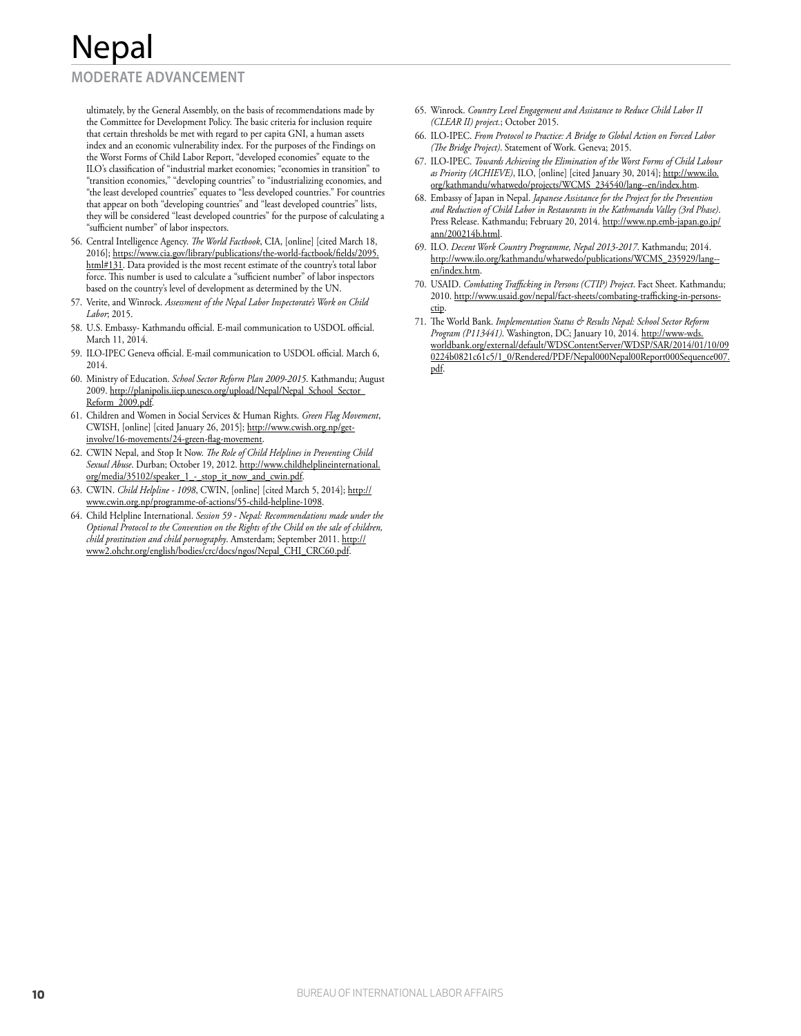ultimately, by the General Assembly, on the basis of recommendations made by the Committee for Development Policy. The basic criteria for inclusion require that certain thresholds be met with regard to per capita GNI, a human assets index and an economic vulnerability index. For the purposes of the Findings on the Worst Forms of Child Labor Report, "developed economies" equate to the ILO's classification of "industrial market economies; "economies in transition" to "transition economies," "developing countries" to "industrializing economies, and "the least developed countries" equates to "less developed countries." For countries that appear on both "developing countries" and "least developed countries" lists, they will be considered "least developed countries" for the purpose of calculating a "sufficient number" of labor inspectors.

56. Central Intelligence Agency. *The World Factbook*, CIA, [online] [cited March 18, 2016]; https://www.cia.gov/library/publications/the-world-factbook/fields/2095.html#131. Data provided is the most recent estimate of the country's total labor force. This number is used to calculate a "sufficient number" of labor inspectors based on the country's level of development as determined by the UN.
57. Verite, and Winrock. *Assessment of the Nepal Labor Inspectorate's Work on Child Labor*; 2015.
58. U.S. Embassy- Kathmandu official. E-mail communication to USDOL official. March 11, 2014.
59. ILO-IPEC Geneva official. E-mail communication to USDOL official. March 6, 2014.
60. Ministry of Education. *School Sector Reform Plan 2009-2015*. Kathmandu; August 2009. http://planipolis.iiep.unesco.org/upload/Nepal/Nepal_School_Sector_Reform_2009.pdf.
61. Children and Women in Social Services & Human Rights. *Green Flag Movement*, CWISH, [online] [cited January 26, 2015]; http://www.cwish.org.np/get-involve/16-movements/24-green-flag-movement.
62. CWIN Nepal, and Stop It Now. *The Role of Child Helplines in Preventing Child Sexual Abuse*. Durban; October 19, 2012. http://www.childhelplineinternational.org/media/35102/speaker_1_-_stop_it_now_and_cwin.pdf.
63. CWIN. *Child Helpline - 1098*, CWIN, [online] [cited March 5, 2014]; http://www.cwin.org.np/programme-of-actions/55-child-helpline-1098.
64. Child Helpline International. *Session 59 - Nepal: Recommendations made under the Optional Protocol to the Convention on the Rights of the Child on the sale of children, child prostitution and child pornography*. Amsterdam; September 2011. http://www2.ohchr.org/english/bodies/crc/docs/ngos/Nepal_CHI_CRC60.pdf.
65. Winrock. *Country Level Engagement and Assistance to Reduce Child Labor II (CLEAR II) project.*; October 2015.
66. ILO-IPEC. *From Protocol to Practice: A Bridge to Global Action on Forced Labor (The Bridge Project)*. Statement of Work. Geneva; 2015.
67. ILO-IPEC. *Towards Achieving the Elimination of the Worst Forms of Child Labour as Priority (ACHIEVE)*, ILO, [online] [cited January 30, 2014]; http://www.ilo.org/kathmandu/whatwedo/projects/WCMS_234540/lang--en/index.htm.
68. Embassy of Japan in Nepal. *Japanese Assistance for the Project for the Prevention and Reduction of Child Labor in Restaurants in the Kathmandu Valley (3rd Phase)*. Press Release. Kathmandu; February 20, 2014. http://www.np.emb-japan.go.jp/ann/200214b.html.
69. ILO. *Decent Work Country Programme, Nepal 2013-2017*. Kathmandu; 2014. http://www.ilo.org/kathmandu/whatwedo/publications/WCMS_235929/lang--en/index.htm.
70. USAID. *Combating Trafficking in Persons (CTIP) Project*. Fact Sheet. Kathmandu; 2010. http://www.usaid.gov/nepal/fact-sheets/combating-trafficking-in-persons-ctip.
71. The World Bank. *Implementation Status & Results Nepal: School Sector Reform Program (P113441)*. Washington, DC; January 10, 2014. http://www-wds.worldbank.org/external/default/WDSContentServer/WDSP/SAR/2014/01/10/090224b0821c61c5/1_0/Rendered/PDF/Nepal000Nepal00Report000Sequence007.pdf.